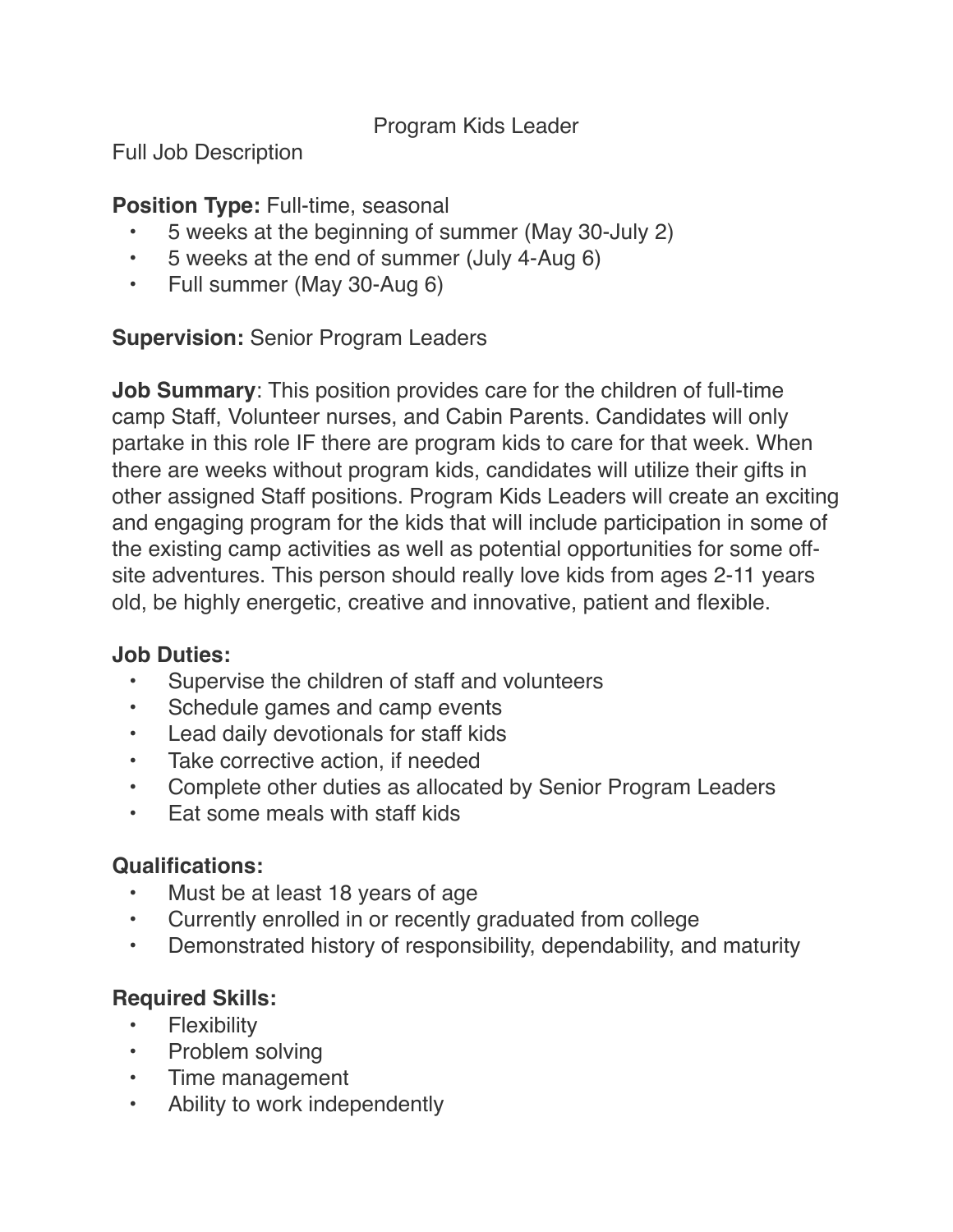# Program Kids Leader

Full Job Description

**Position Type:** Full-time, seasonal

- 5 weeks at the beginning of summer (May 30-July 2)
- 5 weeks at the end of summer (July 4-Aug 6)
- Full summer (May 30-Aug 6)

**Supervision:** Senior Program Leaders

**Job Summary**: This position provides care for the children of full-time camp Staff, Volunteer nurses, and Cabin Parents. Candidates will only partake in this role IF there are program kids to care for that week. When there are weeks without program kids, candidates will utilize their gifts in other assigned Staff positions. Program Kids Leaders will create an exciting and engaging program for the kids that will include participation in some of the existing camp activities as well as potential opportunities for some off-site adventures. This person should really love kids from ages 2-11 years old, be highly energetic, creative and innovative, patient and flexible.

**Job Duties:**

- Supervise the children of staff and volunteers
- Schedule games and camp events
- Lead daily devotionals for staff kids
- Take corrective action, if needed
- Complete other duties as allocated by Senior Program Leaders
- Eat some meals with staff kids

**Qualifications:**

- Must be at least 18 years of age
- Currently enrolled in or recently graduated from college
- Demonstrated history of responsibility, dependability, and maturity

**Required Skills:**

- Flexibility
- Problem solving
- Time management
- Ability to work independently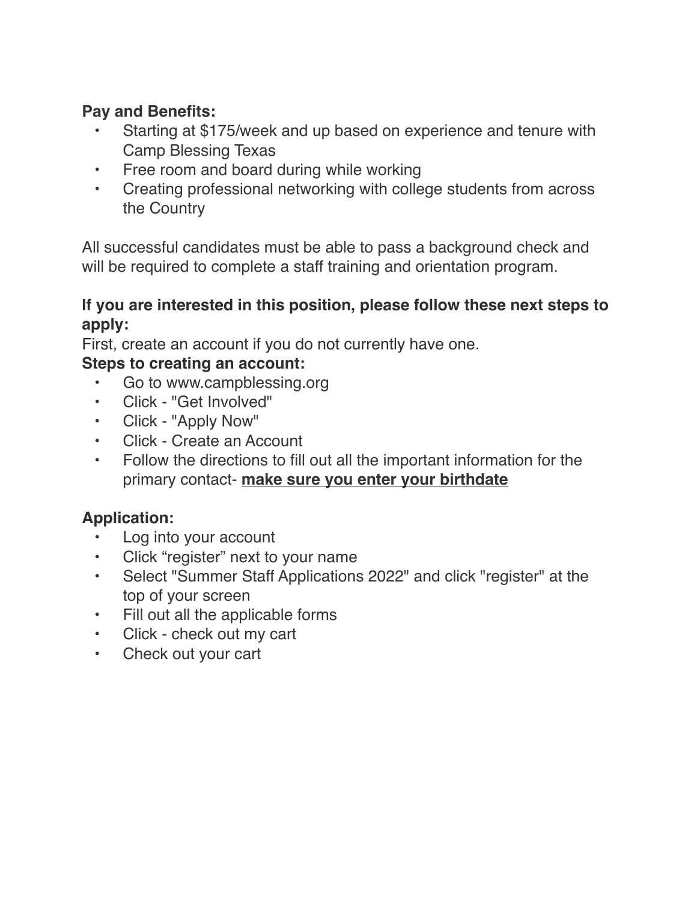**Pay and Benefits:**

- Starting at $175/week and up based on experience and tenure with Camp Blessing Texas
- Free room and board during while working
- Creating professional networking with college students from across the Country

All successful candidates must be able to pass a background check and will be required to complete a staff training and orientation program.

**If you are interested in this position, please follow these next steps to apply:**

First, create an account if you do not currently have one.

**Steps to creating an account:**

- Go to www.campblessing.org
- Click - "Get Involved"
- Click - "Apply Now"
- Click - Create an Account
- Follow the directions to fill out all the important information for the primary contact- **make sure you enter your birthdate**

**Application:**

- Log into your account
- Click “register” next to your name
- Select "Summer Staff Applications 2022" and click "register" at the top of your screen
- Fill out all the applicable forms
- Click - check out my cart
- Check out your cart